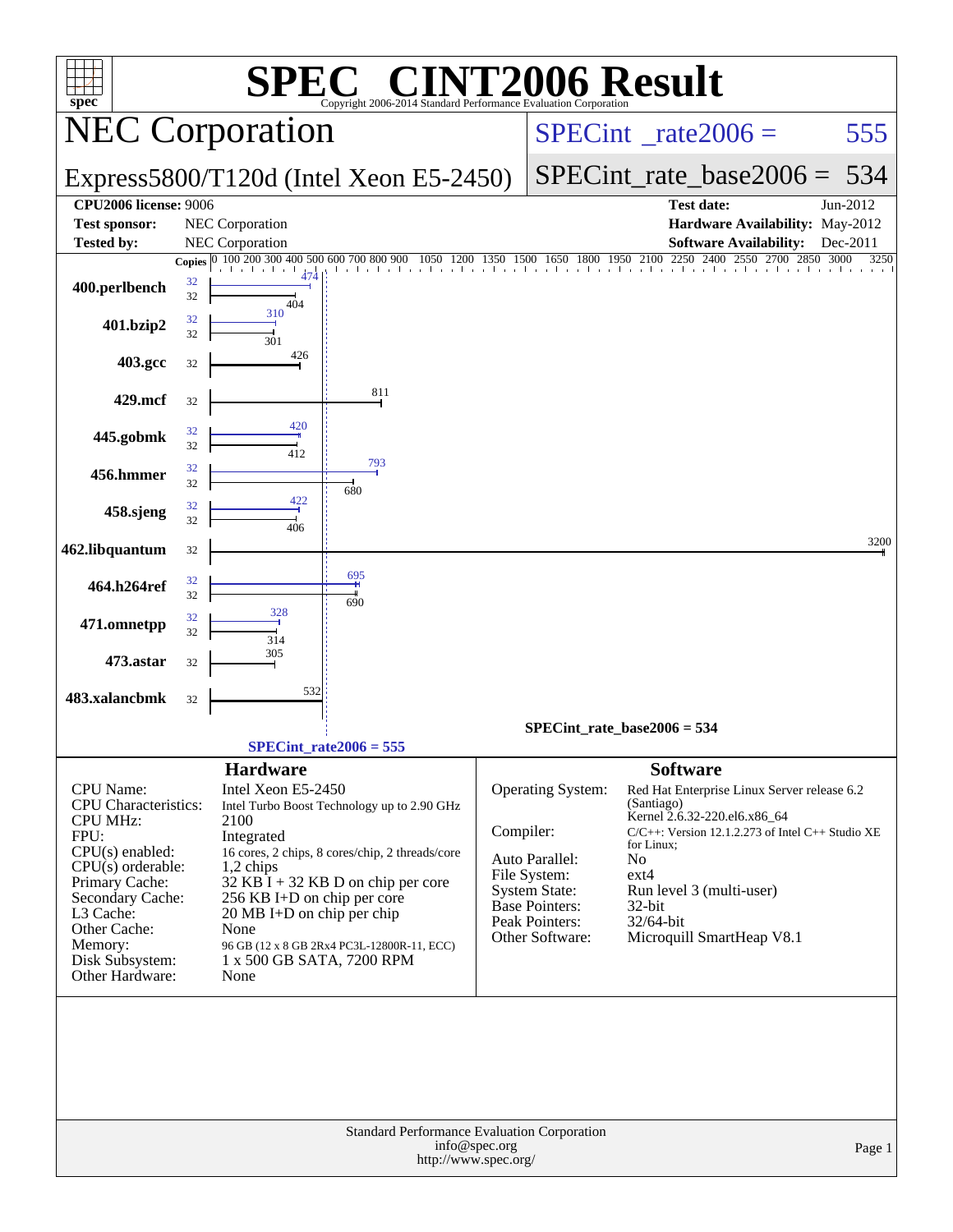# SPEC CINT2006 Result

Copyright 2006-2014 Standard Performance Evaluation Corporation

## NEC Corporation

**Express5800/T120d (Intel Xeon E5-2450)**

SPECint_rate2006 = 555

SPECint_rate_base2006 = 534

| | | | |
|---|---|---|---|
| **CPU2006 license:** 9006 | | **Test date:** | Jun-2012 |
| **Test sponsor:** | NEC Corporation | **Hardware Availability:** | May-2012 |
| **Tested by:** | NEC Corporation | **Software Availability:** | Dec-2011 |

| Benchmark | Copies (peak) | Peak | Copies (base) | Base |
|---|---|---|---|---|
| 400.perlbench | 32 | 474 | 32 | 404 |
| 401.bzip2 | 32 | 310 | 32 | 301 |
| 403.gcc | | | 32 | 426 |
| 429.mcf | | | 32 | 811 |
| 445.gobmk | 32 | 420 | 32 | 412 |
| 456.hmmer | 32 | 793 | 32 | 680 |
| 458.sjeng | 32 | 422 | 32 | 406 |
| 462.libquantum | | | 32 | 3200 |
| 464.h264ref | 32 | 695 | 32 | 690 |
| 471.omnetpp | 32 | 328 | 32 | 314 |
| 473.astar | | | 32 | 305 |
| 483.xalancbmk | | | 32 | 532 |

SPECint_rate_base2006 = 534

SPECint_rate2006 = 555

### Hardware

| | |
|---|---|
| CPU Name: | Intel Xeon E5-2450 |
| CPU Characteristics: | Intel Turbo Boost Technology up to 2.90 GHz |
| CPU MHz: | 2100 |
| FPU: | Integrated |
| CPU(s) enabled: | 16 cores, 2 chips, 8 cores/chip, 2 threads/core |
| CPU(s) orderable: | 1,2 chips |
| Primary Cache: | 32 KB I + 32 KB D on chip per core |
| Secondary Cache: | 256 KB I+D on chip per core |
| L3 Cache: | 20 MB I+D on chip per chip |
| Other Cache: | None |
| Memory: | 96 GB (12 x 8 GB 2Rx4 PC3L-12800R-11, ECC) |
| Disk Subsystem: | 1 x 500 GB SATA, 7200 RPM |
| Other Hardware: | None |

### Software

| | |
|---|---|
| Operating System: | Red Hat Enterprise Linux Server release 6.2 (Santiago) Kernel 2.6.32-220.el6.x86_64 |
| Compiler: | C/C++: Version 12.1.2.273 of Intel C++ Studio XE for Linux; |
| Auto Parallel: | No |
| File System: | ext4 |
| System State: | Run level 3 (multi-user) |
| Base Pointers: | 32-bit |
| Peak Pointers: | 32/64-bit |
| Other Software: | Microquill SmartHeap V8.1 |

Standard Performance Evaluation Corporation
info@spec.org
http://www.spec.org/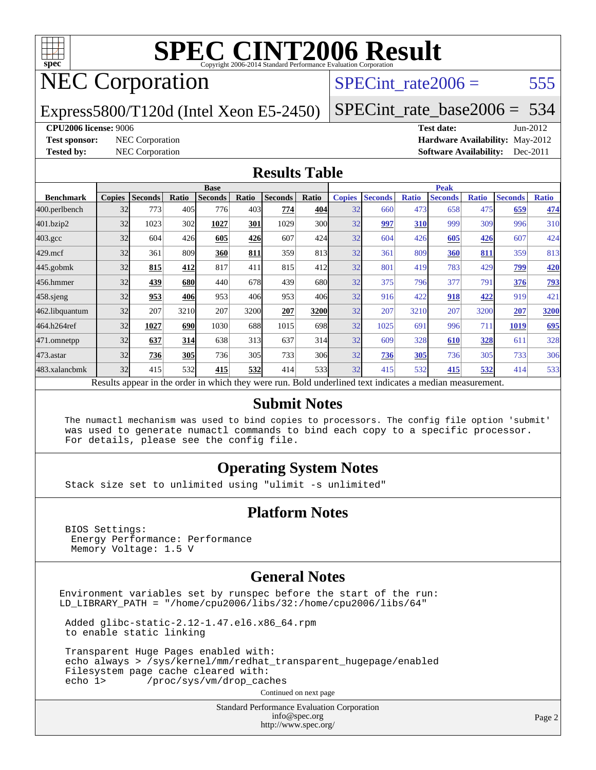# SPEC CINT2006 Result

Copyright 2006-2014 Standard Performance Evaluation Corporation

## NEC Corporation

Express5800/T120d (Intel Xeon E5-2450)

SPECint_rate2006 = 555

SPECint_rate_base2006 = 534

**CPU2006 license:** 9006
**Test sponsor:** NEC Corporation
**Tested by:** NEC Corporation

**Test date:** Jun-2012
**Hardware Availability:** May-2012
**Software Availability:** Dec-2011

## Results Table

| | Base | | | | | | | Peak | | | | | | |
|---|---|---|---|---|---|---|---|---|---|---|---|---|---|---|
| **Benchmark** | **Copies** | **Seconds** | **Ratio** | **Seconds** | **Ratio** | **Seconds** | **Ratio** | **Copies** | **Seconds** | **Ratio** | **Seconds** | **Ratio** | **Seconds** | **Ratio** |
| 400.perlbench | 32 | 773 | 405 | 776 | 403 | **774** | **404** | 32 | 660 | 473 | 658 | 475 | **659** | **474** |
| 401.bzip2 | 32 | 1023 | 302 | **1027** | **301** | 1029 | 300 | 32 | **997** | **310** | 999 | 309 | 996 | 310 |
| 403.gcc | 32 | 604 | 426 | **605** | **426** | 607 | 424 | 32 | 604 | 426 | **605** | **426** | 607 | 424 |
| 429.mcf | 32 | 361 | 809 | **360** | **811** | 359 | 813 | 32 | 361 | 809 | **360** | **811** | 359 | 813 |
| 445.gobmk | 32 | **815** | **412** | 817 | 411 | 815 | 412 | 32 | 801 | 419 | 783 | 429 | **799** | **420** |
| 456.hmmer | 32 | **439** | **680** | 440 | 678 | 439 | 680 | 32 | 375 | 796 | 377 | 791 | **376** | **793** |
| 458.sjeng | 32 | **953** | **406** | 953 | 406 | 953 | 406 | 32 | 916 | 422 | **918** | **422** | 919 | 421 |
| 462.libquantum | 32 | 207 | 3210 | 207 | 3200 | **207** | **3200** | 32 | 207 | 3210 | 207 | 3200 | **207** | **3200** |
| 464.h264ref | 32 | **1027** | **690** | 1030 | 688 | 1015 | 698 | 32 | 1025 | 691 | 996 | 711 | **1019** | **695** |
| 471.omnetpp | 32 | **637** | **314** | 638 | 313 | 637 | 314 | 32 | 609 | 328 | **610** | **328** | 611 | 328 |
| 473.astar | 32 | **736** | **305** | 736 | 305 | 733 | 306 | 32 | **736** | **305** | 736 | 305 | 733 | 306 |
| 483.xalancbmk | 32 | 415 | 532 | **415** | **532** | 414 | 533 | 32 | 415 | 532 | **415** | **532** | 414 | 533 |

Results appear in the order in which they were run. Bold underlined text indicates a median measurement.

## Submit Notes

```
The numactl mechanism was used to bind copies to processors. The config file option 'submit'
was used to generate numactl commands to bind each copy to a specific processor.
For details, please see the config file.
```

## Operating System Notes

```
Stack size set to unlimited using "ulimit -s unlimited"
```

## Platform Notes

```
BIOS Settings:
 Energy Performance: Performance
 Memory Voltage: 1.5 V
```

## General Notes

```
Environment variables set by runspec before the start of the run:
LD_LIBRARY_PATH = "/home/cpu2006/libs/32:/home/cpu2006/libs/64"

 Added glibc-static-2.12-1.47.el6.x86_64.rpm
 to enable static linking

 Transparent Huge Pages enabled with:
 echo always > /sys/kernel/mm/redhat_transparent_hugepage/enabled
 Filesystem page cache cleared with:
 echo 1>       /proc/sys/vm/drop_caches
```

Continued on next page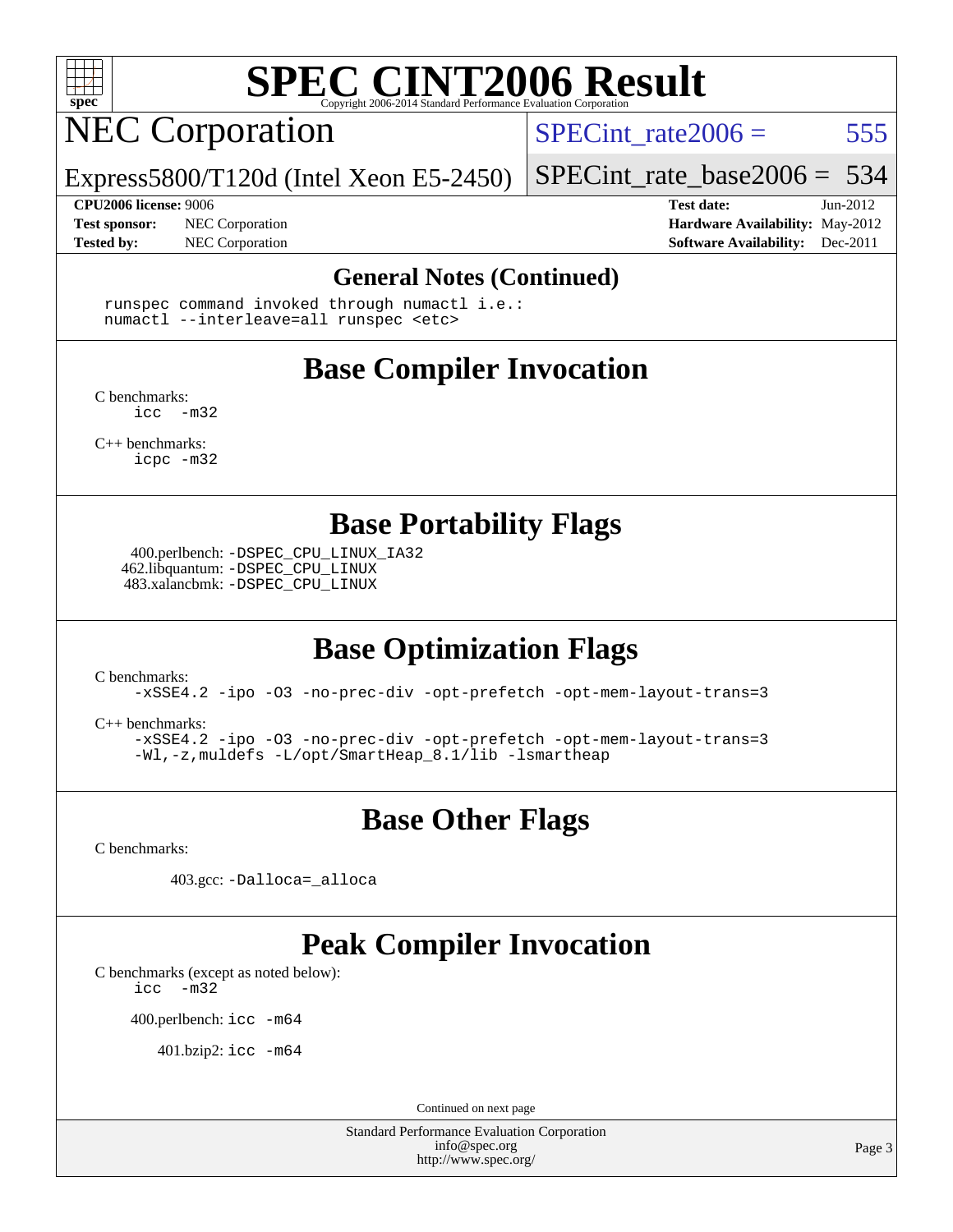# SPEC CINT2006 Result

## NEC Corporation

Express5800/T120d (Intel Xeon E5-2450)

SPECint_rate2006 = 555

SPECint_rate_base2006 = 534

**CPU2006 license:** 9006
**Test sponsor:** NEC Corporation
**Tested by:** NEC Corporation

**Test date:** Jun-2012
**Hardware Availability:** May-2012
**Software Availability:** Dec-2011

### General Notes (Continued)

```
runspec command invoked through numactl i.e.:
numactl --interleave=all runspec <etc>
```

## Base Compiler Invocation

C benchmarks:
```
icc  -m32
```

C++ benchmarks:
```
icpc -m32
```

## Base Portability Flags

400.perlbench: `-DSPEC_CPU_LINUX_IA32`
462.libquantum: `-DSPEC_CPU_LINUX`
483.xalancbmk: `-DSPEC_CPU_LINUX`

## Base Optimization Flags

C benchmarks:
```
-xSSE4.2 -ipo -O3 -no-prec-div -opt-prefetch -opt-mem-layout-trans=3
```

C++ benchmarks:
```
-xSSE4.2 -ipo -O3 -no-prec-div -opt-prefetch -opt-mem-layout-trans=3
-Wl,-z,muldefs -L/opt/SmartHeap_8.1/lib -lsmartheap
```

## Base Other Flags

C benchmarks:

403.gcc: `-Dalloca=_alloca`

## Peak Compiler Invocation

C benchmarks (except as noted below):
```
icc  -m32
```

400.perlbench: `icc -m64`

401.bzip2: `icc -m64`

Continued on next page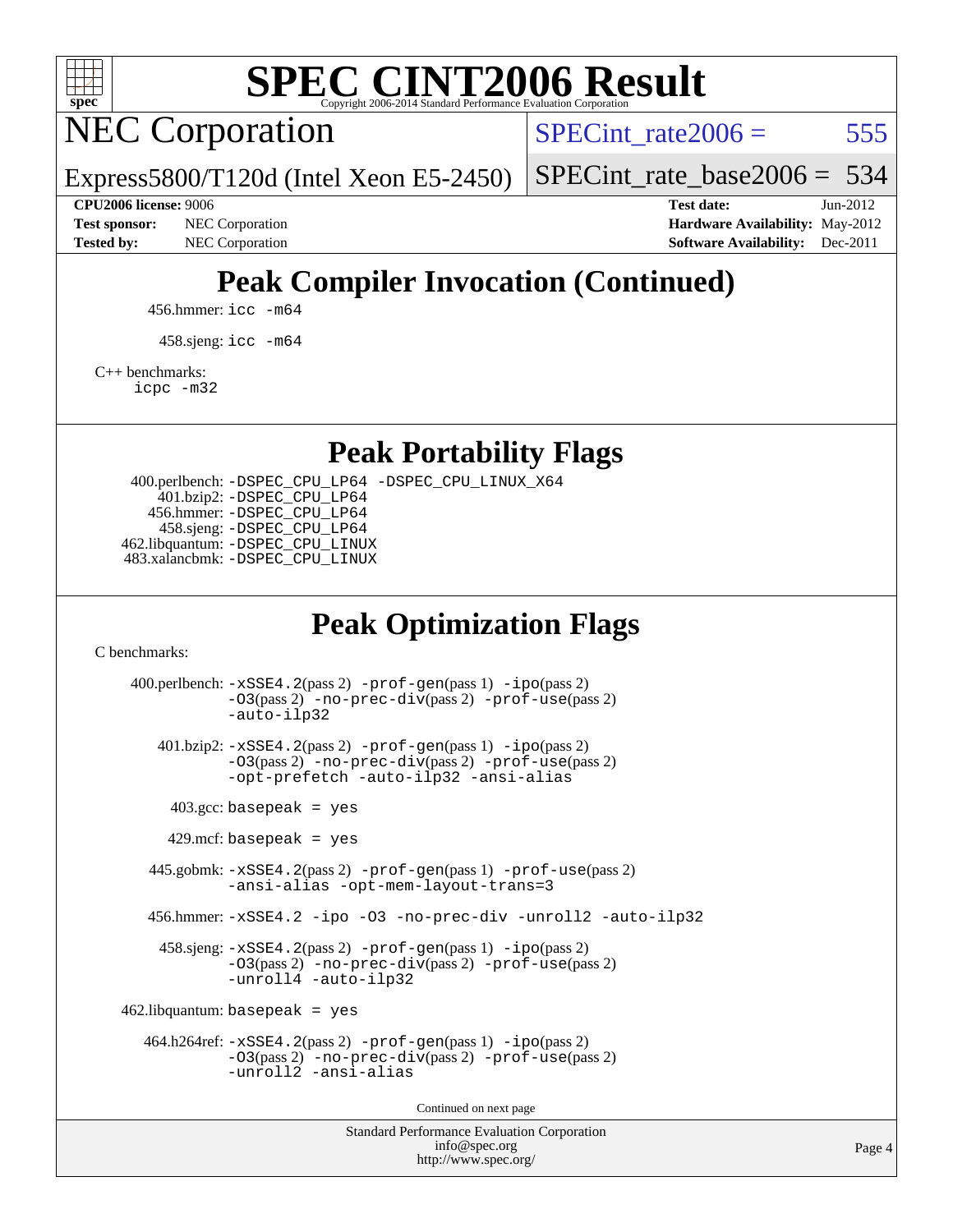# SPEC CINT2006 Result

## NEC Corporation

Express5800/T120d (Intel Xeon E5-2450)

SPECint_rate2006 = 555

SPECint_rate_base2006 = 534

**CPU2006 license:** 9006
**Test sponsor:** NEC Corporation
**Tested by:** NEC Corporation

**Test date:** Jun-2012
**Hardware Availability:** May-2012
**Software Availability:** Dec-2011

## Peak Compiler Invocation (Continued)

456.hmmer: `icc -m64`

458.sjeng: `icc -m64`

C++ benchmarks:
`icpc -m32`

## Peak Portability Flags

400.perlbench: `-DSPEC_CPU_LP64 -DSPEC_CPU_LINUX_X64`
401.bzip2: `-DSPEC_CPU_LP64`
456.hmmer: `-DSPEC_CPU_LP64`
458.sjeng: `-DSPEC_CPU_LP64`
462.libquantum: `-DSPEC_CPU_LINUX`
483.xalancbmk: `-DSPEC_CPU_LINUX`

## Peak Optimization Flags

C benchmarks:

400.perlbench: `-xSSE4.2`(pass 2) `-prof-gen`(pass 1) `-ipo`(pass 2) `-O3`(pass 2) `-no-prec-div`(pass 2) `-prof-use`(pass 2) `-auto-ilp32`

401.bzip2: `-xSSE4.2`(pass 2) `-prof-gen`(pass 1) `-ipo`(pass 2) `-O3`(pass 2) `-no-prec-div`(pass 2) `-prof-use`(pass 2) `-opt-prefetch -auto-ilp32 -ansi-alias`

403.gcc: `basepeak = yes`

429.mcf: `basepeak = yes`

445.gobmk: `-xSSE4.2`(pass 2) `-prof-gen`(pass 1) `-prof-use`(pass 2) `-ansi-alias -opt-mem-layout-trans=3`

456.hmmer: `-xSSE4.2 -ipo -O3 -no-prec-div -unroll2 -auto-ilp32`

458.sjeng: `-xSSE4.2`(pass 2) `-prof-gen`(pass 1) `-ipo`(pass 2) `-O3`(pass 2) `-no-prec-div`(pass 2) `-prof-use`(pass 2) `-unroll4 -auto-ilp32`

462.libquantum: `basepeak = yes`

464.h264ref: `-xSSE4.2`(pass 2) `-prof-gen`(pass 1) `-ipo`(pass 2) `-O3`(pass 2) `-no-prec-div`(pass 2) `-prof-use`(pass 2) `-unroll2 -ansi-alias`

Continued on next page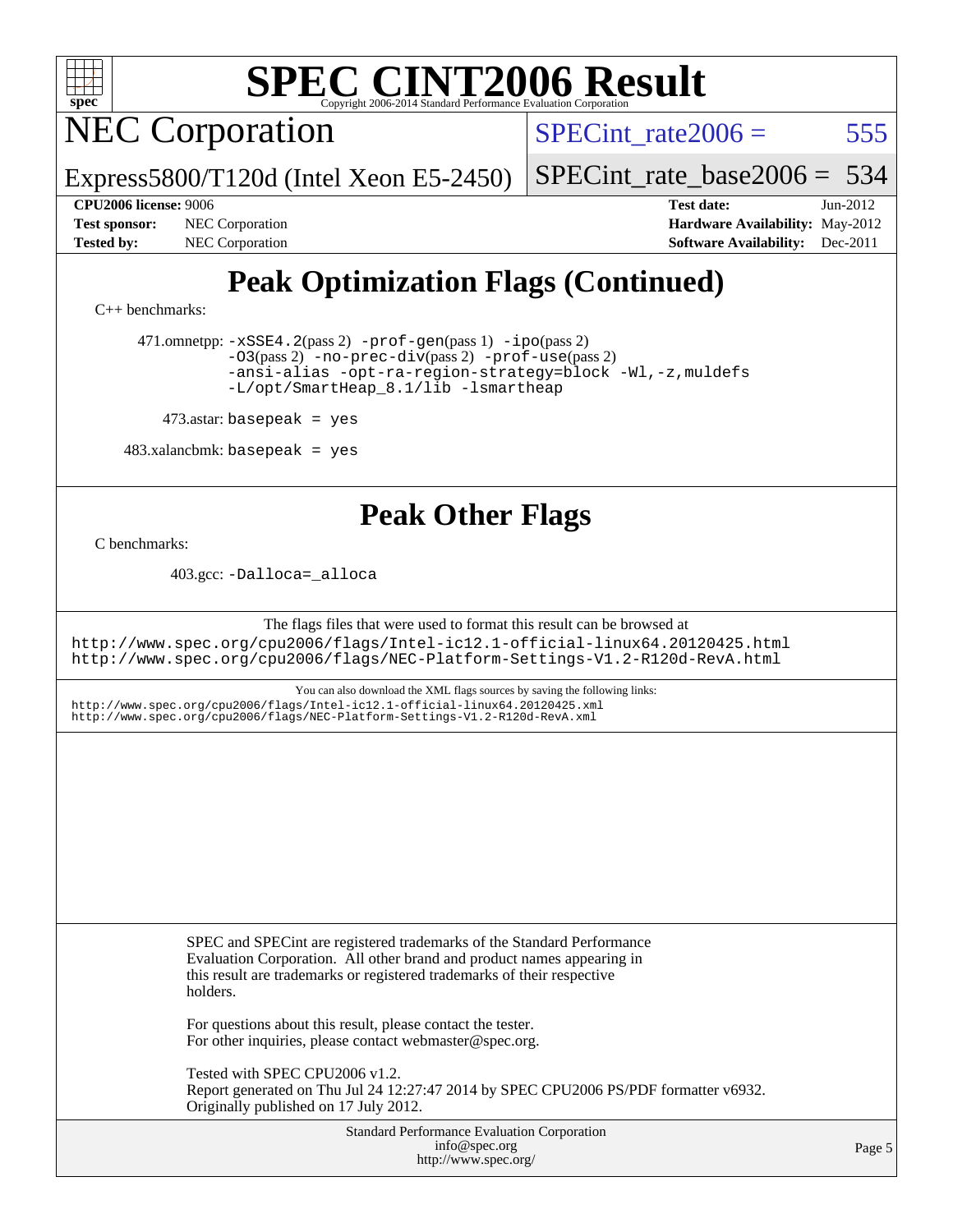# Peak Optimization Flags (Continued)

C++ benchmarks:

471.omnetpp: -xSSE4.2(pass 2) -prof-gen(pass 1) -ipo(pass 2) -O3(pass 2) -no-prec-div(pass 2) -prof-use(pass 2) -ansi-alias -opt-ra-region-strategy=block -Wl,-z,muldefs -L/opt/SmartHeap_8.1/lib -lsmartheap

473.astar: basepeak = yes

483.xalancbmk: basepeak = yes

# Peak Other Flags

C benchmarks:

403.gcc: -Dalloca=_alloca

The flags files that were used to format this result can be browsed at
http://www.spec.org/cpu2006/flags/Intel-ic12.1-official-linux64.20120425.html
http://www.spec.org/cpu2006/flags/NEC-Platform-Settings-V1.2-R120d-RevA.html

You can also download the XML flags sources by saving the following links:
http://www.spec.org/cpu2006/flags/Intel-ic12.1-official-linux64.20120425.xml
http://www.spec.org/cpu2006/flags/NEC-Platform-Settings-V1.2-R120d-RevA.xml

SPEC and SPECint are registered trademarks of the Standard Performance Evaluation Corporation. All other brand and product names appearing in this result are trademarks or registered trademarks of their respective holders.

For questions about this result, please contact the tester.
For other inquiries, please contact webmaster@spec.org.

Tested with SPEC CPU2006 v1.2.
Report generated on Thu Jul 24 12:27:47 2014 by SPEC CPU2006 PS/PDF formatter v6932.
Originally published on 17 July 2012.